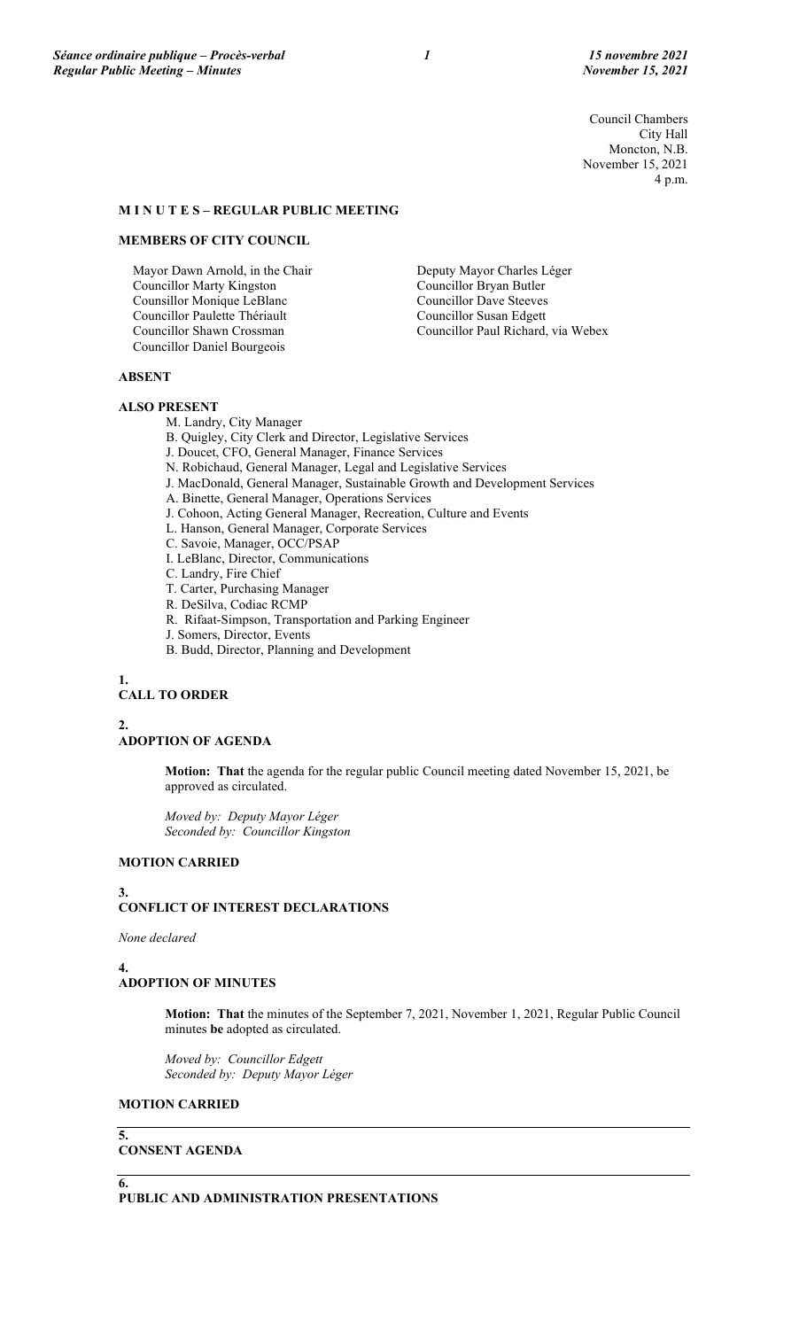Council Chambers
City Hall
Moncton, N.B.
November 15, 2021
4 p.m.

## M I N U T E S – REGULAR PUBLIC MEETING

### MEMBERS OF CITY COUNCIL

Mayor Dawn Arnold, in the Chair
Councillor Marty Kingston
Counsillor Monique LeBlanc
Councillor Paulette Thériault
Councillor Shawn Crossman
Councillor Daniel Bourgeois
Deputy Mayor Charles Léger
Councillor Bryan Butler
Councillor Dave Steeves
Councillor Susan Edgett
Councillor Paul Richard, via Webex

### ABSENT

### ALSO PRESENT

M. Landry, City Manager
B. Quigley, City Clerk and Director, Legislative Services
J. Doucet, CFO, General Manager, Finance Services
N. Robichaud, General Manager, Legal and Legislative Services
J. MacDonald, General Manager, Sustainable Growth and Development Services
A. Binette, General Manager, Operations Services
J. Cohoon, Acting General Manager, Recreation, Culture and Events
L. Hanson, General Manager, Corporate Services
C. Savoie, Manager, OCC/PSAP
I. LeBlanc, Director, Communications
C. Landry, Fire Chief
T. Carter, Purchasing Manager
R. DeSilva, Codiac RCMP
R. Rifaat-Simpson, Transportation and Parking Engineer
J. Somers, Director, Events
B. Budd, Director, Planning and Development

### 1. CALL TO ORDER

### 2. ADOPTION OF AGENDA

**Motion: That** the agenda for the regular public Council meeting dated November 15, 2021, be approved as circulated.

*Moved by: Deputy Mayor Léger*
*Seconded by: Councillor Kingston*

**MOTION CARRIED**

### 3. CONFLICT OF INTEREST DECLARATIONS

*None declared*

### 4. ADOPTION OF MINUTES

**Motion: That** the minutes of the September 7, 2021, November 1, 2021, Regular Public Council minutes **be** adopted as circulated.

*Moved by: Councillor Edgett*
*Seconded by: Deputy Mayor Léger*

**MOTION CARRIED**

### 5. CONSENT AGENDA

### 6. PUBLIC AND ADMINISTRATION PRESENTATIONS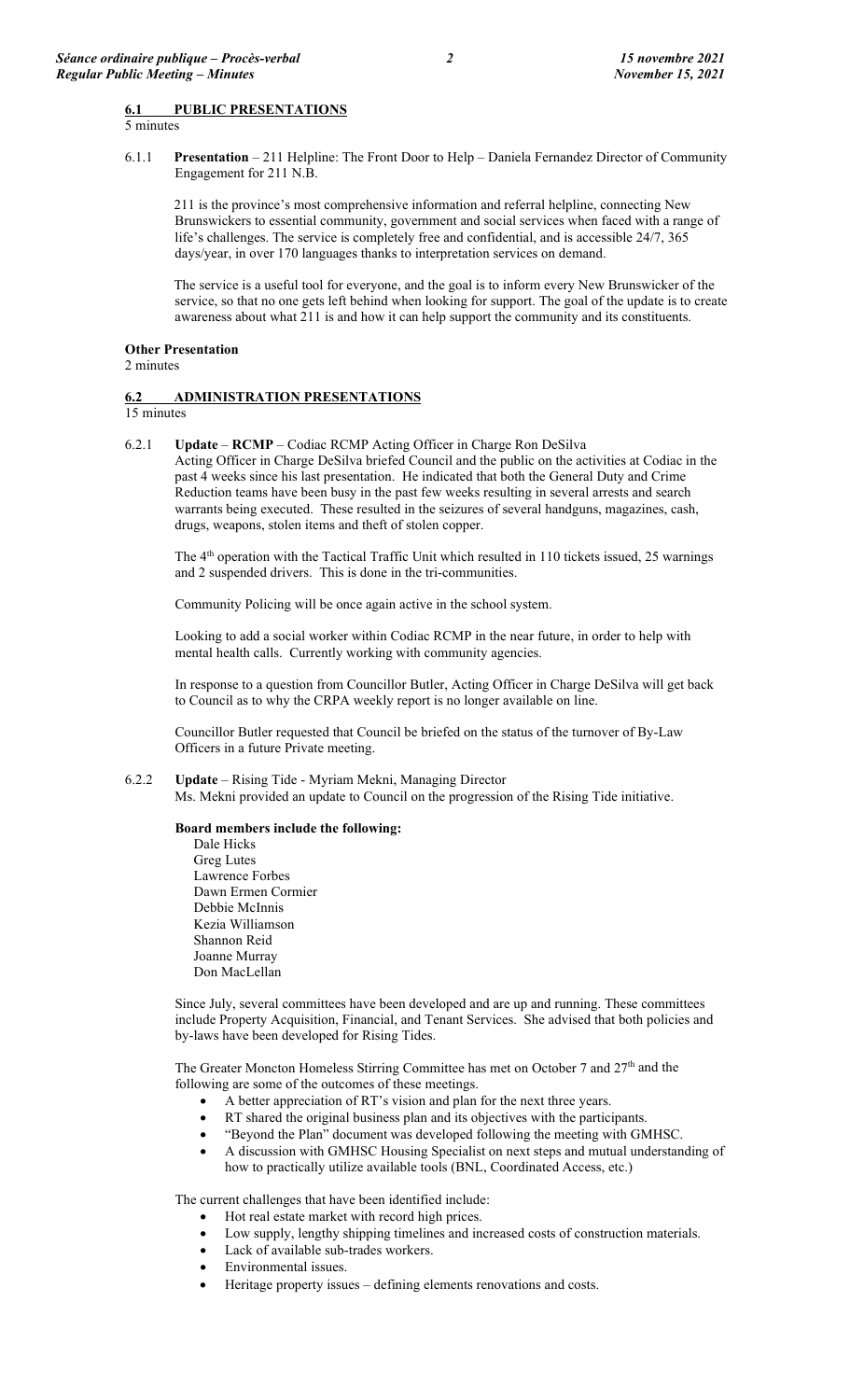## 6.1 PUBLIC PRESENTATIONS

5 minutes

6.1.1 **Presentation** – 211 Helpline: The Front Door to Help – Daniela Fernandez Director of Community Engagement for 211 N.B.

211 is the province's most comprehensive information and referral helpline, connecting New Brunswickers to essential community, government and social services when faced with a range of life's challenges. The service is completely free and confidential, and is accessible 24/7, 365 days/year, in over 170 languages thanks to interpretation services on demand.

The service is a useful tool for everyone, and the goal is to inform every New Brunswicker of the service, so that no one gets left behind when looking for support. The goal of the update is to create awareness about what 211 is and how it can help support the community and its constituents.

**Other Presentation**

2 minutes

## 6.2 ADMINISTRATION PRESENTATIONS

15 minutes

6.2.1 **Update** – **RCMP** – Codiac RCMP Acting Officer in Charge Ron DeSilva

Acting Officer in Charge DeSilva briefed Council and the public on the activities at Codiac in the past 4 weeks since his last presentation. He indicated that both the General Duty and Crime Reduction teams have been busy in the past few weeks resulting in several arrests and search warrants being executed. These resulted in the seizures of several handguns, magazines, cash, drugs, weapons, stolen items and theft of stolen copper.

The 4th operation with the Tactical Traffic Unit which resulted in 110 tickets issued, 25 warnings and 2 suspended drivers. This is done in the tri-communities.

Community Policing will be once again active in the school system.

Looking to add a social worker within Codiac RCMP in the near future, in order to help with mental health calls. Currently working with community agencies.

In response to a question from Councillor Butler, Acting Officer in Charge DeSilva will get back to Council as to why the CRPA weekly report is no longer available on line.

Councillor Butler requested that Council be briefed on the status of the turnover of By-Law Officers in a future Private meeting.

6.2.2 **Update** – Rising Tide - Myriam Mekni, Managing Director

Ms. Mekni provided an update to Council on the progression of the Rising Tide initiative.

**Board members include the following:**

Dale Hicks
Greg Lutes
Lawrence Forbes
Dawn Ermen Cormier
Debbie McInnis
Kezia Williamson
Shannon Reid
Joanne Murray
Don MacLellan

Since July, several committees have been developed and are up and running. These committees include Property Acquisition, Financial, and Tenant Services. She advised that both policies and by-laws have been developed for Rising Tides.

The Greater Moncton Homeless Stirring Committee has met on October 7 and 27th and the following are some of the outcomes of these meetings.

- A better appreciation of RT's vision and plan for the next three years.
- RT shared the original business plan and its objectives with the participants.
- "Beyond the Plan" document was developed following the meeting with GMHSC.
- A discussion with GMHSC Housing Specialist on next steps and mutual understanding of how to practically utilize available tools (BNL, Coordinated Access, etc.)

The current challenges that have been identified include:

- Hot real estate market with record high prices.
- Low supply, lengthy shipping timelines and increased costs of construction materials.
- Lack of available sub-trades workers.
- Environmental issues.
- Heritage property issues – defining elements renovations and costs.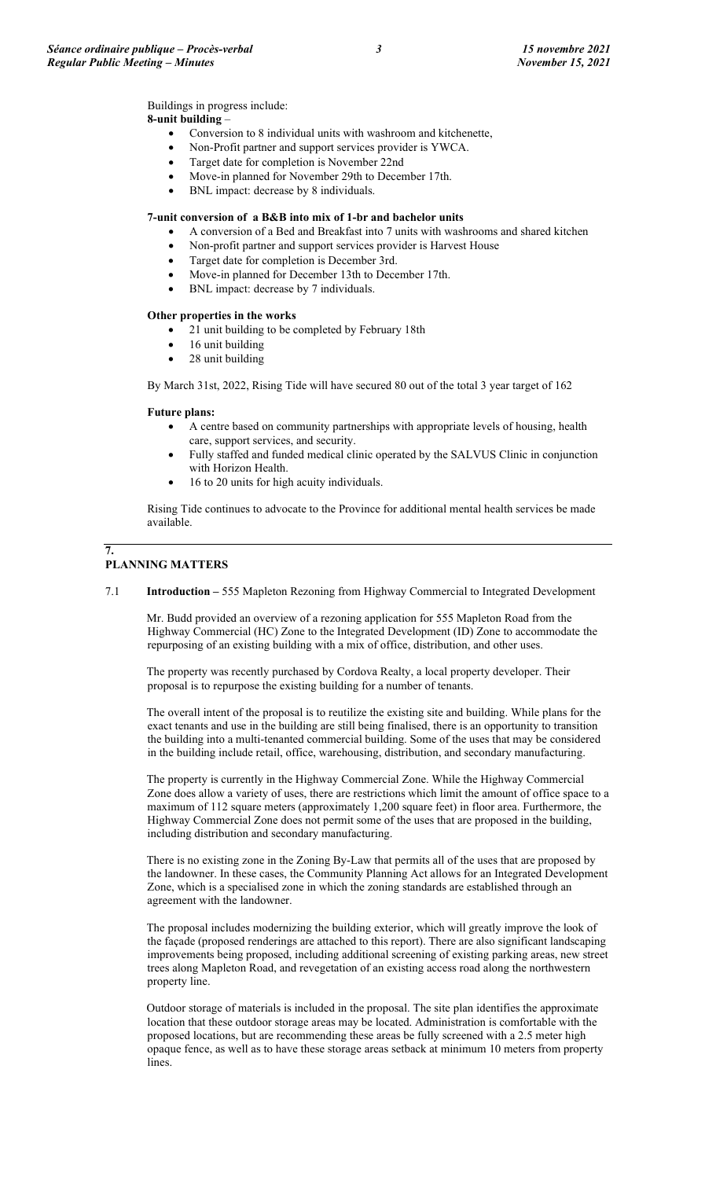Buildings in progress include:

**8-unit building** –

- Conversion to 8 individual units with washroom and kitchenette,
- Non-Profit partner and support services provider is YWCA.
- Target date for completion is November 22nd
- Move-in planned for November 29th to December 17th.
- BNL impact: decrease by 8 individuals.

**7-unit conversion of a B&B into mix of 1-br and bachelor units**

- A conversion of a Bed and Breakfast into 7 units with washrooms and shared kitchen
- Non-profit partner and support services provider is Harvest House
- Target date for completion is December 3rd.
- Move-in planned for December 13th to December 17th.
- BNL impact: decrease by 7 individuals.

**Other properties in the works**

- 21 unit building to be completed by February 18th
- 16 unit building
- 28 unit building

By March 31st, 2022, Rising Tide will have secured 80 out of the total 3 year target of 162

**Future plans:**

- A centre based on community partnerships with appropriate levels of housing, health care, support services, and security.
- Fully staffed and funded medical clinic operated by the SALVUS Clinic in conjunction with Horizon Health.
- 16 to 20 units for high acuity individuals.

Rising Tide continues to advocate to the Province for additional mental health services be made available.

## 7. PLANNING MATTERS

7.1 **Introduction –** 555 Mapleton Rezoning from Highway Commercial to Integrated Development

Mr. Budd provided an overview of a rezoning application for 555 Mapleton Road from the Highway Commercial (HC) Zone to the Integrated Development (ID) Zone to accommodate the repurposing of an existing building with a mix of office, distribution, and other uses.

The property was recently purchased by Cordova Realty, a local property developer. Their proposal is to repurpose the existing building for a number of tenants.

The overall intent of the proposal is to reutilize the existing site and building. While plans for the exact tenants and use in the building are still being finalised, there is an opportunity to transition the building into a multi-tenanted commercial building. Some of the uses that may be considered in the building include retail, office, warehousing, distribution, and secondary manufacturing.

The property is currently in the Highway Commercial Zone. While the Highway Commercial Zone does allow a variety of uses, there are restrictions which limit the amount of office space to a maximum of 112 square meters (approximately 1,200 square feet) in floor area. Furthermore, the Highway Commercial Zone does not permit some of the uses that are proposed in the building, including distribution and secondary manufacturing.

There is no existing zone in the Zoning By-Law that permits all of the uses that are proposed by the landowner. In these cases, the Community Planning Act allows for an Integrated Development Zone, which is a specialised zone in which the zoning standards are established through an agreement with the landowner.

The proposal includes modernizing the building exterior, which will greatly improve the look of the façade (proposed renderings are attached to this report). There are also significant landscaping improvements being proposed, including additional screening of existing parking areas, new street trees along Mapleton Road, and revegetation of an existing access road along the northwestern property line.

Outdoor storage of materials is included in the proposal. The site plan identifies the approximate location that these outdoor storage areas may be located. Administration is comfortable with the proposed locations, but are recommending these areas be fully screened with a 2.5 meter high opaque fence, as well as to have these storage areas setback at minimum 10 meters from property lines.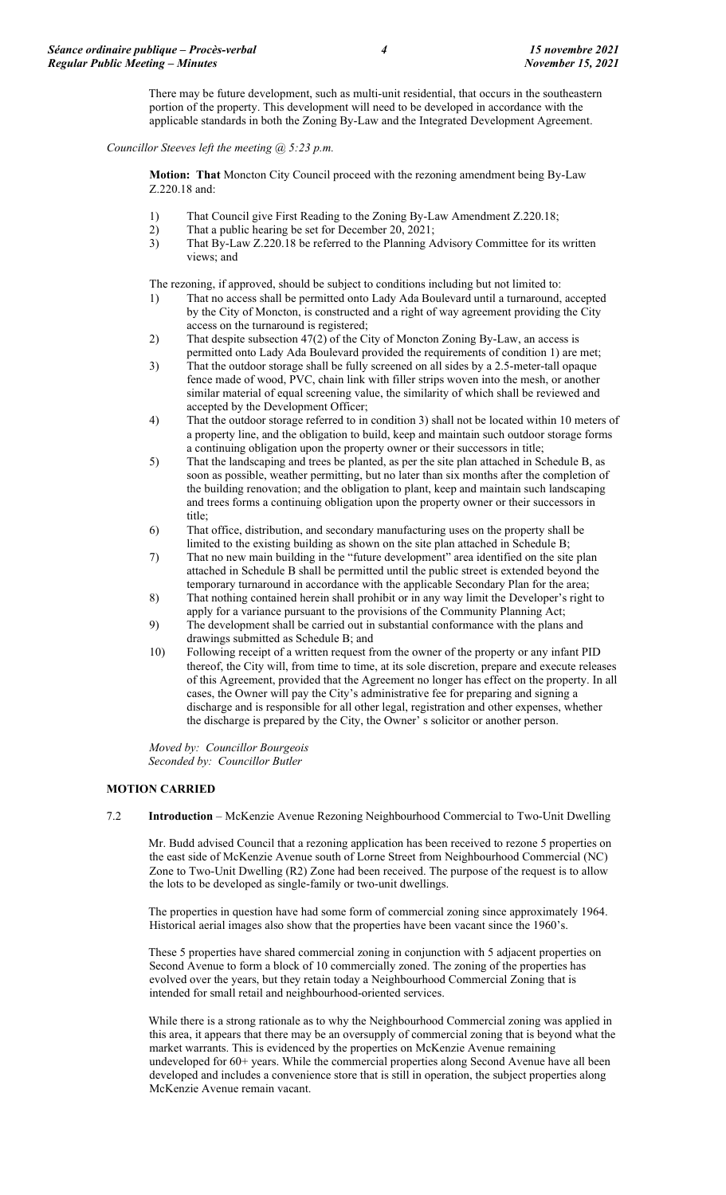There may be future development, such as multi-unit residential, that occurs in the southeastern portion of the property. This development will need to be developed in accordance with the applicable standards in both the Zoning By-Law and the Integrated Development Agreement.

*Councillor Steeves left the meeting @ 5:23 p.m.*

**Motion: That** Moncton City Council proceed with the rezoning amendment being By-Law Z.220.18 and:

1) That Council give First Reading to the Zoning By-Law Amendment Z.220.18;
2) That a public hearing be set for December 20, 2021;
3) That By-Law Z.220.18 be referred to the Planning Advisory Committee for its written views; and

The rezoning, if approved, should be subject to conditions including but not limited to:

1) That no access shall be permitted onto Lady Ada Boulevard until a turnaround, accepted by the City of Moncton, is constructed and a right of way agreement providing the City access on the turnaround is registered;
2) That despite subsection 47(2) of the City of Moncton Zoning By-Law, an access is permitted onto Lady Ada Boulevard provided the requirements of condition 1) are met;
3) That the outdoor storage shall be fully screened on all sides by a 2.5-meter-tall opaque fence made of wood, PVC, chain link with filler strips woven into the mesh, or another similar material of equal screening value, the similarity of which shall be reviewed and accepted by the Development Officer;
4) That the outdoor storage referred to in condition 3) shall not be located within 10 meters of a property line, and the obligation to build, keep and maintain such outdoor storage forms a continuing obligation upon the property owner or their successors in title;
5) That the landscaping and trees be planted, as per the site plan attached in Schedule B, as soon as possible, weather permitting, but no later than six months after the completion of the building renovation; and the obligation to plant, keep and maintain such landscaping and trees forms a continuing obligation upon the property owner or their successors in title;
6) That office, distribution, and secondary manufacturing uses on the property shall be limited to the existing building as shown on the site plan attached in Schedule B;
7) That no new main building in the "future development" area identified on the site plan attached in Schedule B shall be permitted until the public street is extended beyond the temporary turnaround in accordance with the applicable Secondary Plan for the area;
8) That nothing contained herein shall prohibit or in any way limit the Developer's right to apply for a variance pursuant to the provisions of the Community Planning Act;
9) The development shall be carried out in substantial conformance with the plans and drawings submitted as Schedule B; and
10) Following receipt of a written request from the owner of the property or any infant PID thereof, the City will, from time to time, at its sole discretion, prepare and execute releases of this Agreement, provided that the Agreement no longer has effect on the property. In all cases, the Owner will pay the City's administrative fee for preparing and signing a discharge and is responsible for all other legal, registration and other expenses, whether the discharge is prepared by the City, the Owner' s solicitor or another person.

*Moved by: Councillor Bourgeois*
*Seconded by: Councillor Butler*

**MOTION CARRIED**

7.2 **Introduction** – McKenzie Avenue Rezoning Neighbourhood Commercial to Two-Unit Dwelling

Mr. Budd advised Council that a rezoning application has been received to rezone 5 properties on the east side of McKenzie Avenue south of Lorne Street from Neighbourhood Commercial (NC) Zone to Two-Unit Dwelling (R2) Zone had been received. The purpose of the request is to allow the lots to be developed as single-family or two-unit dwellings.

The properties in question have had some form of commercial zoning since approximately 1964. Historical aerial images also show that the properties have been vacant since the 1960's.

These 5 properties have shared commercial zoning in conjunction with 5 adjacent properties on Second Avenue to form a block of 10 commercially zoned. The zoning of the properties has evolved over the years, but they retain today a Neighbourhood Commercial Zoning that is intended for small retail and neighbourhood-oriented services.

While there is a strong rationale as to why the Neighbourhood Commercial zoning was applied in this area, it appears that there may be an oversupply of commercial zoning that is beyond what the market warrants. This is evidenced by the properties on McKenzie Avenue remaining undeveloped for 60+ years. While the commercial properties along Second Avenue have all been developed and includes a convenience store that is still in operation, the subject properties along McKenzie Avenue remain vacant.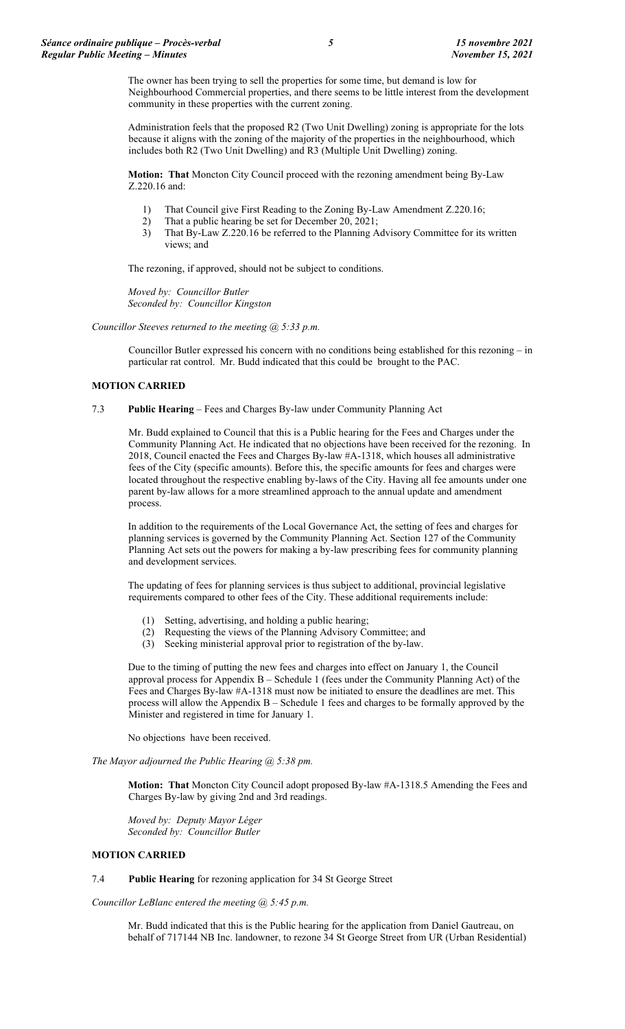The owner has been trying to sell the properties for some time, but demand is low for Neighbourhood Commercial properties, and there seems to be little interest from the development community in these properties with the current zoning.

Administration feels that the proposed R2 (Two Unit Dwelling) zoning is appropriate for the lots because it aligns with the zoning of the majority of the properties in the neighbourhood, which includes both R2 (Two Unit Dwelling) and R3 (Multiple Unit Dwelling) zoning.

**Motion: That** Moncton City Council proceed with the rezoning amendment being By-Law Z.220.16 and:

1) That Council give First Reading to the Zoning By-Law Amendment Z.220.16;
2) That a public hearing be set for December 20, 2021;
3) That By-Law Z.220.16 be referred to the Planning Advisory Committee for its written views; and

The rezoning, if approved, should not be subject to conditions.

*Moved by: Councillor Butler*
*Seconded by: Councillor Kingston*

*Councillor Steeves returned to the meeting @ 5:33 p.m.*

Councillor Butler expressed his concern with no conditions being established for this rezoning – in particular rat control. Mr. Budd indicated that this could be brought to the PAC.

**MOTION CARRIED**

7.3 **Public Hearing** – Fees and Charges By-law under Community Planning Act

Mr. Budd explained to Council that this is a Public hearing for the Fees and Charges under the Community Planning Act. He indicated that no objections have been received for the rezoning. In 2018, Council enacted the Fees and Charges By-law #A-1318, which houses all administrative fees of the City (specific amounts). Before this, the specific amounts for fees and charges were located throughout the respective enabling by-laws of the City. Having all fee amounts under one parent by-law allows for a more streamlined approach to the annual update and amendment process.

In addition to the requirements of the Local Governance Act, the setting of fees and charges for planning services is governed by the Community Planning Act. Section 127 of the Community Planning Act sets out the powers for making a by-law prescribing fees for community planning and development services.

The updating of fees for planning services is thus subject to additional, provincial legislative requirements compared to other fees of the City. These additional requirements include:

(1) Setting, advertising, and holding a public hearing;
(2) Requesting the views of the Planning Advisory Committee; and
(3) Seeking ministerial approval prior to registration of the by-law.

Due to the timing of putting the new fees and charges into effect on January 1, the Council approval process for Appendix B – Schedule 1 (fees under the Community Planning Act) of the Fees and Charges By-law #A-1318 must now be initiated to ensure the deadlines are met. This process will allow the Appendix B – Schedule 1 fees and charges to be formally approved by the Minister and registered in time for January 1.

No objections have been received.

*The Mayor adjourned the Public Hearing @ 5:38 pm.*

**Motion: That** Moncton City Council adopt proposed By-law #A-1318.5 Amending the Fees and Charges By-law by giving 2nd and 3rd readings.

*Moved by: Deputy Mayor Léger*
*Seconded by: Councillor Butler*

**MOTION CARRIED**

7.4 **Public Hearing** for rezoning application for 34 St George Street

*Councillor LeBlanc entered the meeting @ 5:45 p.m.*

Mr. Budd indicated that this is the Public hearing for the application from Daniel Gautreau, on behalf of 717144 NB Inc. landowner, to rezone 34 St George Street from UR (Urban Residential)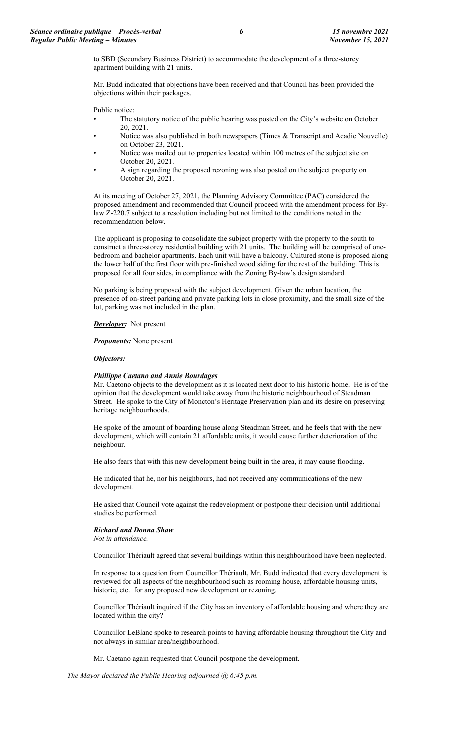to SBD (Secondary Business District) to accommodate the development of a three-storey apartment building with 21 units.

Mr. Budd indicated that objections have been received and that Council has been provided the objections within their packages.

Public notice:

- The statutory notice of the public hearing was posted on the City's website on October 20, 2021.
- Notice was also published in both newspapers (Times & Transcript and Acadie Nouvelle) on October 23, 2021.
- Notice was mailed out to properties located within 100 metres of the subject site on October 20, 2021.
- A sign regarding the proposed rezoning was also posted on the subject property on October 20, 2021.

At its meeting of October 27, 2021, the Planning Advisory Committee (PAC) considered the proposed amendment and recommended that Council proceed with the amendment process for By-law Z-220.7 subject to a resolution including but not limited to the conditions noted in the recommendation below.

The applicant is proposing to consolidate the subject property with the property to the south to construct a three-storey residential building with 21 units. The building will be comprised of one-bedroom and bachelor apartments. Each unit will have a balcony. Cultured stone is proposed along the lower half of the first floor with pre-finished wood siding for the rest of the building. This is proposed for all four sides, in compliance with the Zoning By-law's design standard.

No parking is being proposed with the subject development. Given the urban location, the presence of on-street parking and private parking lots in close proximity, and the small size of the lot, parking was not included in the plan.

***Developer:*** Not present

***Proponents:*** None present

***Objectors:***

***Phillippe Caetano and Annie Bourdages***

Mr. Caetono objects to the development as it is located next door to his historic home. He is of the opinion that the development would take away from the historic neighbourhood of Steadman Street. He spoke to the City of Moncton's Heritage Preservation plan and its desire on preserving heritage neighbourhoods.

He spoke of the amount of boarding house along Steadman Street, and he feels that with the new development, which will contain 21 affordable units, it would cause further deterioration of the neighbour.

He also fears that with this new development being built in the area, it may cause flooding.

He indicated that he, nor his neighbours, had not received any communications of the new development.

He asked that Council vote against the redevelopment or postpone their decision until additional studies be performed.

***Richard and Donna Shaw***

*Not in attendance.*

Councillor Thériault agreed that several buildings within this neighbourhood have been neglected.

In response to a question from Councillor Thériault, Mr. Budd indicated that every development is reviewed for all aspects of the neighbourhood such as rooming house, affordable housing units, historic, etc. for any proposed new development or rezoning.

Councillor Thériault inquired if the City has an inventory of affordable housing and where they are located within the city?

Councillor LeBlanc spoke to research points to having affordable housing throughout the City and not always in similar area/neighbourhood.

Mr. Caetano again requested that Council postpone the development.

*The Mayor declared the Public Hearing adjourned @ 6:45 p.m.*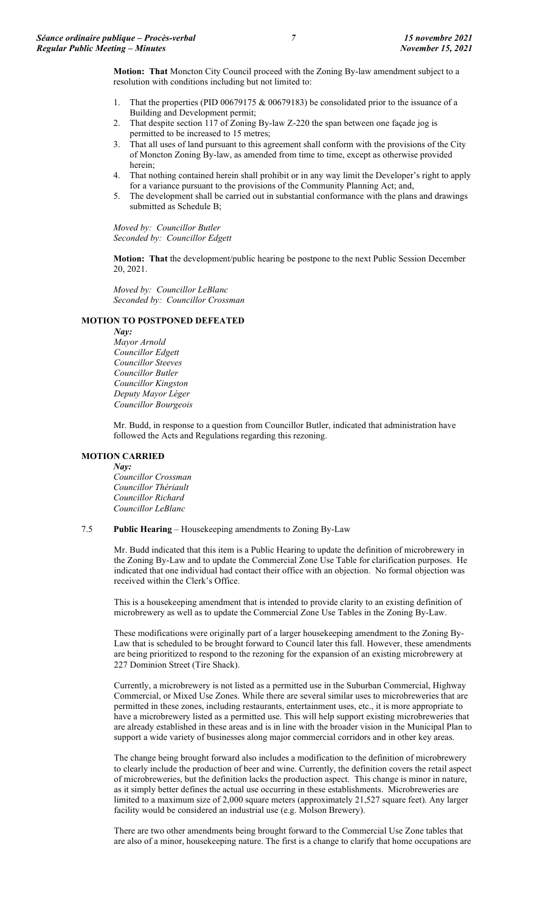**Motion: That** Moncton City Council proceed with the Zoning By-law amendment subject to a resolution with conditions including but not limited to:

1. That the properties (PID 00679175 & 00679183) be consolidated prior to the issuance of a Building and Development permit;
2. That despite section 117 of Zoning By-law Z-220 the span between one façade jog is permitted to be increased to 15 metres;
3. That all uses of land pursuant to this agreement shall conform with the provisions of the City of Moncton Zoning By-law, as amended from time to time, except as otherwise provided herein;
4. That nothing contained herein shall prohibit or in any way limit the Developer's right to apply for a variance pursuant to the provisions of the Community Planning Act; and,
5. The development shall be carried out in substantial conformance with the plans and drawings submitted as Schedule B;

*Moved by: Councillor Butler*
*Seconded by: Councillor Edgett*

**Motion: That** the development/public hearing be postpone to the next Public Session December 20, 2021.

*Moved by: Councillor LeBlanc*
*Seconded by: Councillor Crossman*

**MOTION TO POSTPONED DEFEATED**

*Nay:*
*Mayor Arnold*
*Councillor Edgett*
*Councillor Steeves*
*Councillor Butler*
*Councillor Kingston*
*Deputy Mayor Léger*
*Councillor Bourgeois*

Mr. Budd, in response to a question from Councillor Butler, indicated that administration have followed the Acts and Regulations regarding this rezoning.

**MOTION CARRIED**

*Nay:*
*Councillor Crossman*
*Councillor Thériault*
*Councillor Richard*
*Councillor LeBlanc*

7.5 **Public Hearing** – Housekeeping amendments to Zoning By-Law

Mr. Budd indicated that this item is a Public Hearing to update the definition of microbrewery in the Zoning By-Law and to update the Commercial Zone Use Table for clarification purposes. He indicated that one individual had contact their office with an objection. No formal objection was received within the Clerk's Office.

This is a housekeeping amendment that is intended to provide clarity to an existing definition of microbrewery as well as to update the Commercial Zone Use Tables in the Zoning By-Law.

These modifications were originally part of a larger housekeeping amendment to the Zoning By-Law that is scheduled to be brought forward to Council later this fall. However, these amendments are being prioritized to respond to the rezoning for the expansion of an existing microbrewery at 227 Dominion Street (Tire Shack).

Currently, a microbrewery is not listed as a permitted use in the Suburban Commercial, Highway Commercial, or Mixed Use Zones. While there are several similar uses to microbreweries that are permitted in these zones, including restaurants, entertainment uses, etc., it is more appropriate to have a microbrewery listed as a permitted use. This will help support existing microbreweries that are already established in these areas and is in line with the broader vision in the Municipal Plan to support a wide variety of businesses along major commercial corridors and in other key areas.

The change being brought forward also includes a modification to the definition of microbrewery to clearly include the production of beer and wine. Currently, the definition covers the retail aspect of microbreweries, but the definition lacks the production aspect. This change is minor in nature, as it simply better defines the actual use occurring in these establishments. Microbreweries are limited to a maximum size of 2,000 square meters (approximately 21,527 square feet). Any larger facility would be considered an industrial use (e.g. Molson Brewery).

There are two other amendments being brought forward to the Commercial Use Zone tables that are also of a minor, housekeeping nature. The first is a change to clarify that home occupations are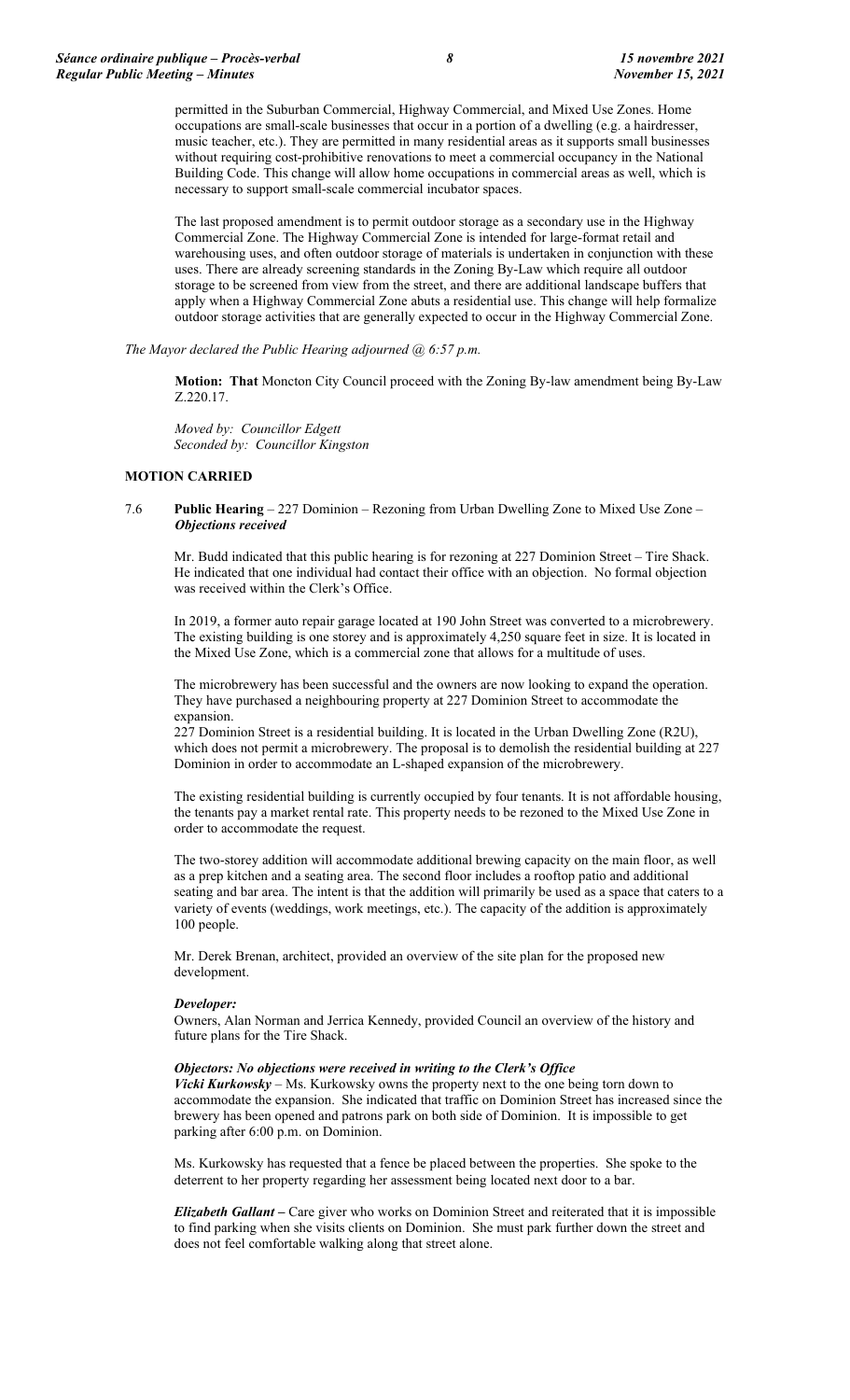permitted in the Suburban Commercial, Highway Commercial, and Mixed Use Zones. Home occupations are small-scale businesses that occur in a portion of a dwelling (e.g. a hairdresser, music teacher, etc.). They are permitted in many residential areas as it supports small businesses without requiring cost-prohibitive renovations to meet a commercial occupancy in the National Building Code. This change will allow home occupations in commercial areas as well, which is necessary to support small-scale commercial incubator spaces.

The last proposed amendment is to permit outdoor storage as a secondary use in the Highway Commercial Zone. The Highway Commercial Zone is intended for large-format retail and warehousing uses, and often outdoor storage of materials is undertaken in conjunction with these uses. There are already screening standards in the Zoning By-Law which require all outdoor storage to be screened from view from the street, and there are additional landscape buffers that apply when a Highway Commercial Zone abuts a residential use. This change will help formalize outdoor storage activities that are generally expected to occur in the Highway Commercial Zone.

*The Mayor declared the Public Hearing adjourned @ 6:57 p.m.*

**Motion: That** Moncton City Council proceed with the Zoning By-law amendment being By-Law Z.220.17.

*Moved by: Councillor Edgett*
*Seconded by: Councillor Kingston*

**MOTION CARRIED**

7.6 **Public Hearing** – 227 Dominion – Rezoning from Urban Dwelling Zone to Mixed Use Zone – ***Objections received***

Mr. Budd indicated that this public hearing is for rezoning at 227 Dominion Street – Tire Shack. He indicated that one individual had contact their office with an objection. No formal objection was received within the Clerk's Office.

In 2019, a former auto repair garage located at 190 John Street was converted to a microbrewery. The existing building is one storey and is approximately 4,250 square feet in size. It is located in the Mixed Use Zone, which is a commercial zone that allows for a multitude of uses.

The microbrewery has been successful and the owners are now looking to expand the operation. They have purchased a neighbouring property at 227 Dominion Street to accommodate the expansion.

227 Dominion Street is a residential building. It is located in the Urban Dwelling Zone (R2U), which does not permit a microbrewery. The proposal is to demolish the residential building at 227 Dominion in order to accommodate an L-shaped expansion of the microbrewery.

The existing residential building is currently occupied by four tenants. It is not affordable housing, the tenants pay a market rental rate. This property needs to be rezoned to the Mixed Use Zone in order to accommodate the request.

The two-storey addition will accommodate additional brewing capacity on the main floor, as well as a prep kitchen and a seating area. The second floor includes a rooftop patio and additional seating and bar area. The intent is that the addition will primarily be used as a space that caters to a variety of events (weddings, work meetings, etc.). The capacity of the addition is approximately 100 people.

Mr. Derek Brenan, architect, provided an overview of the site plan for the proposed new development.

***Developer:***
Owners, Alan Norman and Jerrica Kennedy, provided Council an overview of the history and future plans for the Tire Shack.

***Objectors: No objections were received in writing to the Clerk's Office***
***Vicki Kurkowsky*** – Ms. Kurkowsky owns the property next to the one being torn down to accommodate the expansion. She indicated that traffic on Dominion Street has increased since the brewery has been opened and patrons park on both side of Dominion. It is impossible to get parking after 6:00 p.m. on Dominion.

Ms. Kurkowsky has requested that a fence be placed between the properties. She spoke to the deterrent to her property regarding her assessment being located next door to a bar.

***Elizabeth Gallant –*** Care giver who works on Dominion Street and reiterated that it is impossible to find parking when she visits clients on Dominion. She must park further down the street and does not feel comfortable walking along that street alone.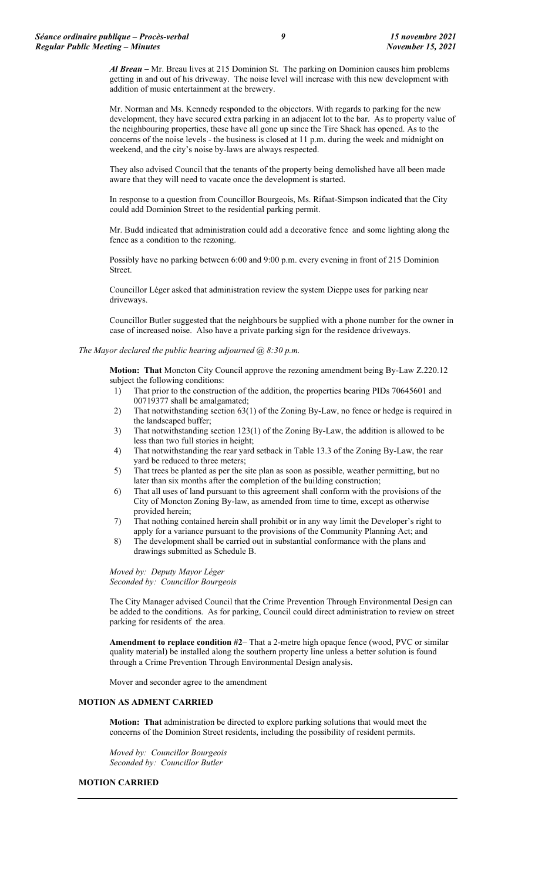***Al Breau*** – Mr. Breau lives at 215 Dominion St. The parking on Dominion causes him problems getting in and out of his driveway. The noise level will increase with this new development with addition of music entertainment at the brewery.

Mr. Norman and Ms. Kennedy responded to the objectors. With regards to parking for the new development, they have secured extra parking in an adjacent lot to the bar. As to property value of the neighbouring properties, these have all gone up since the Tire Shack has opened. As to the concerns of the noise levels - the business is closed at 11 p.m. during the week and midnight on weekend, and the city's noise by-laws are always respected.

They also advised Council that the tenants of the property being demolished have all been made aware that they will need to vacate once the development is started.

In response to a question from Councillor Bourgeois, Ms. Rifaat-Simpson indicated that the City could add Dominion Street to the residential parking permit.

Mr. Budd indicated that administration could add a decorative fence and some lighting along the fence as a condition to the rezoning.

Possibly have no parking between 6:00 and 9:00 p.m. every evening in front of 215 Dominion Street.

Councillor Léger asked that administration review the system Dieppe uses for parking near driveways.

Councillor Butler suggested that the neighbours be supplied with a phone number for the owner in case of increased noise. Also have a private parking sign for the residence driveways.

*The Mayor declared the public hearing adjourned @ 8:30 p.m.*

**Motion: That** Moncton City Council approve the rezoning amendment being By-Law Z.220.12 subject the following conditions:

1) That prior to the construction of the addition, the properties bearing PIDs 70645601 and 00719377 shall be amalgamated;
2) That notwithstanding section 63(1) of the Zoning By-Law, no fence or hedge is required in the landscaped buffer;
3) That notwithstanding section 123(1) of the Zoning By-Law, the addition is allowed to be less than two full stories in height;
4) That notwithstanding the rear yard setback in Table 13.3 of the Zoning By-Law, the rear yard be reduced to three meters;
5) That trees be planted as per the site plan as soon as possible, weather permitting, but no later than six months after the completion of the building construction;
6) That all uses of land pursuant to this agreement shall conform with the provisions of the City of Moncton Zoning By-law, as amended from time to time, except as otherwise provided herein;
7) That nothing contained herein shall prohibit or in any way limit the Developer's right to apply for a variance pursuant to the provisions of the Community Planning Act; and
8) The development shall be carried out in substantial conformance with the plans and drawings submitted as Schedule B.

*Moved by: Deputy Mayor Léger*
*Seconded by: Councillor Bourgeois*

The City Manager advised Council that the Crime Prevention Through Environmental Design can be added to the conditions. As for parking, Council could direct administration to review on street parking for residents of the area.

**Amendment to replace condition #2**– That a 2-metre high opaque fence (wood, PVC or similar quality material) be installed along the southern property line unless a better solution is found through a Crime Prevention Through Environmental Design analysis.

Mover and seconder agree to the amendment

**MOTION AS ADMENT CARRIED**

**Motion: That** administration be directed to explore parking solutions that would meet the concerns of the Dominion Street residents, including the possibility of resident permits.

*Moved by: Councillor Bourgeois*
*Seconded by: Councillor Butler*

**MOTION CARRIED**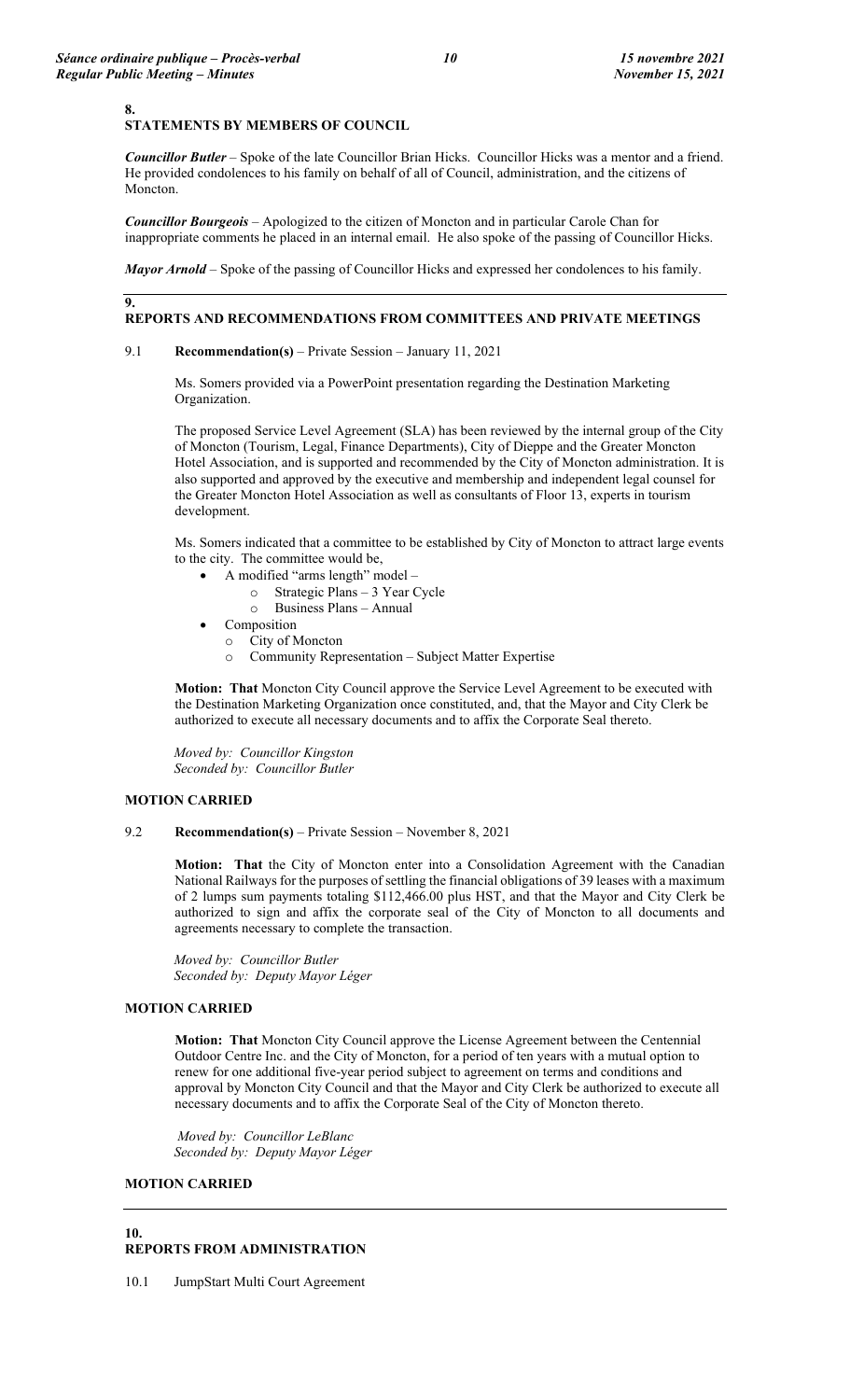## 8. STATEMENTS BY MEMBERS OF COUNCIL

***Councillor Butler*** – Spoke of the late Councillor Brian Hicks. Councillor Hicks was a mentor and a friend. He provided condolences to his family on behalf of all of Council, administration, and the citizens of Moncton.

***Councillor Bourgeois*** – Apologized to the citizen of Moncton and in particular Carole Chan for inappropriate comments he placed in an internal email. He also spoke of the passing of Councillor Hicks.

***Mayor Arnold*** – Spoke of the passing of Councillor Hicks and expressed her condolences to his family.

## 9. REPORTS AND RECOMMENDATIONS FROM COMMITTEES AND PRIVATE MEETINGS

9.1 **Recommendation(s)** – Private Session – January 11, 2021

Ms. Somers provided via a PowerPoint presentation regarding the Destination Marketing Organization.

The proposed Service Level Agreement (SLA) has been reviewed by the internal group of the City of Moncton (Tourism, Legal, Finance Departments), City of Dieppe and the Greater Moncton Hotel Association, and is supported and recommended by the City of Moncton administration. It is also supported and approved by the executive and membership and independent legal counsel for the Greater Moncton Hotel Association as well as consultants of Floor 13, experts in tourism development.

Ms. Somers indicated that a committee to be established by City of Moncton to attract large events to the city. The committee would be,

- A modified "arms length" model –
  - Strategic Plans – 3 Year Cycle
  - Business Plans – Annual
- Composition
  - City of Moncton
  - Community Representation – Subject Matter Expertise

**Motion: That** Moncton City Council approve the Service Level Agreement to be executed with the Destination Marketing Organization once constituted, and, that the Mayor and City Clerk be authorized to execute all necessary documents and to affix the Corporate Seal thereto.

*Moved by: Councillor Kingston*
*Seconded by: Councillor Butler*

**MOTION CARRIED**

9.2 **Recommendation(s)** – Private Session – November 8, 2021

**Motion: That** the City of Moncton enter into a Consolidation Agreement with the Canadian National Railways for the purposes of settling the financial obligations of 39 leases with a maximum of 2 lumps sum payments totaling $112,466.00 plus HST, and that the Mayor and City Clerk be authorized to sign and affix the corporate seal of the City of Moncton to all documents and agreements necessary to complete the transaction.

*Moved by: Councillor Butler*
*Seconded by: Deputy Mayor Léger*

**MOTION CARRIED**

**Motion: That** Moncton City Council approve the License Agreement between the Centennial Outdoor Centre Inc. and the City of Moncton, for a period of ten years with a mutual option to renew for one additional five-year period subject to agreement on terms and conditions and approval by Moncton City Council and that the Mayor and City Clerk be authorized to execute all necessary documents and to affix the Corporate Seal of the City of Moncton thereto.

*Moved by: Councillor LeBlanc*
*Seconded by: Deputy Mayor Léger*

**MOTION CARRIED**

## 10. REPORTS FROM ADMINISTRATION

10.1 JumpStart Multi Court Agreement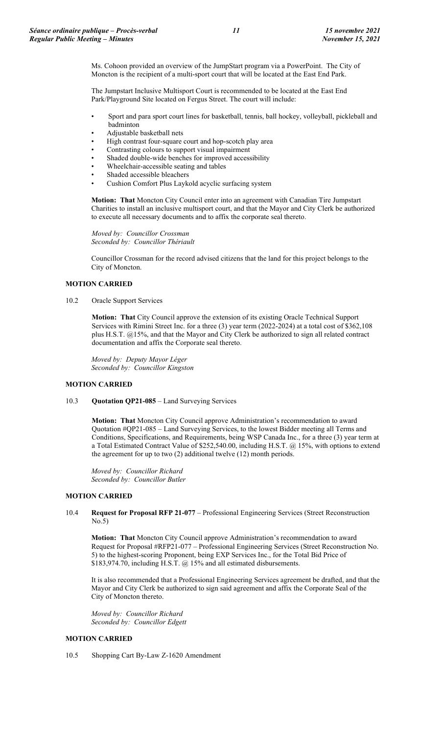Ms. Cohoon provided an overview of the JumpStart program via a PowerPoint. The City of Moncton is the recipient of a multi-sport court that will be located at the East End Park.

The Jumpstart Inclusive Multisport Court is recommended to be located at the East End Park/Playground Site located on Fergus Street. The court will include:

- Sport and para sport court lines for basketball, tennis, ball hockey, volleyball, pickleball and badminton
- Adjustable basketball nets
- High contrast four-square court and hop-scotch play area
- Contrasting colours to support visual impairment
- Shaded double-wide benches for improved accessibility
- Wheelchair-accessible seating and tables
- Shaded accessible bleachers
- Cushion Comfort Plus Laykold acyclic surfacing system

**Motion: That** Moncton City Council enter into an agreement with Canadian Tire Jumpstart Charities to install an inclusive multisport court, and that the Mayor and City Clerk be authorized to execute all necessary documents and to affix the corporate seal thereto.

*Moved by: Councillor Crossman*
*Seconded by: Councillor Thériault*

Councillor Crossman for the record advised citizens that the land for this project belongs to the City of Moncton.

**MOTION CARRIED**

10.2 Oracle Support Services

**Motion: That** City Council approve the extension of its existing Oracle Technical Support Services with Rimini Street Inc. for a three (3) year term (2022-2024) at a total cost of $362,108 plus H.S.T. @15%, and that the Mayor and City Clerk be authorized to sign all related contract documentation and affix the Corporate seal thereto.

*Moved by: Deputy Mayor Léger*
*Seconded by: Councillor Kingston*

**MOTION CARRIED**

10.3 **Quotation QP21-085** – Land Surveying Services

**Motion: That** Moncton City Council approve Administration's recommendation to award Quotation #QP21-085 – Land Surveying Services, to the lowest Bidder meeting all Terms and Conditions, Specifications, and Requirements, being WSP Canada Inc., for a three (3) year term at a Total Estimated Contract Value of $252,540.00, including H.S.T. @ 15%, with options to extend the agreement for up to two (2) additional twelve (12) month periods.

*Moved by: Councillor Richard*
*Seconded by: Councillor Butler*

**MOTION CARRIED**

10.4 **Request for Proposal RFP 21-077** – Professional Engineering Services (Street Reconstruction No.5)

**Motion: That** Moncton City Council approve Administration's recommendation to award Request for Proposal #RFP21-077 – Professional Engineering Services (Street Reconstruction No. 5) to the highest-scoring Proponent, being EXP Services Inc., for the Total Bid Price of $183,974.70, including H.S.T. @ 15% and all estimated disbursements.

It is also recommended that a Professional Engineering Services agreement be drafted, and that the Mayor and City Clerk be authorized to sign said agreement and affix the Corporate Seal of the City of Moncton thereto.

*Moved by: Councillor Richard*
*Seconded by: Councillor Edgett*

**MOTION CARRIED**

10.5 Shopping Cart By-Law Z-1620 Amendment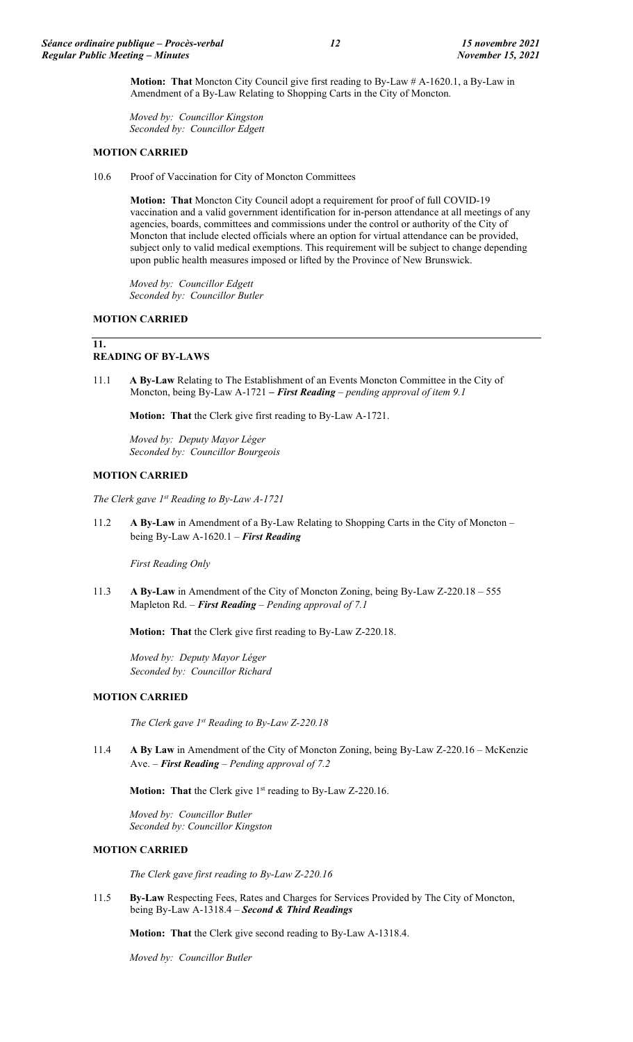**Motion: That** Moncton City Council give first reading to By-Law # A-1620.1, a By-Law in Amendment of a By-Law Relating to Shopping Carts in the City of Moncton.

*Moved by: Councillor Kingston*
*Seconded by: Councillor Edgett*

**MOTION CARRIED**

10.6 Proof of Vaccination for City of Moncton Committees

**Motion: That** Moncton City Council adopt a requirement for proof of full COVID-19 vaccination and a valid government identification for in-person attendance at all meetings of any agencies, boards, committees and commissions under the control or authority of the City of Moncton that include elected officials where an option for virtual attendance can be provided, subject only to valid medical exemptions. This requirement will be subject to change depending upon public health measures imposed or lifted by the Province of New Brunswick.

*Moved by: Councillor Edgett*
*Seconded by: Councillor Butler*

**MOTION CARRIED**

## 11. READING OF BY-LAWS

11.1 **A By-Law** Relating to The Establishment of an Events Moncton Committee in the City of Moncton, being By-Law A-1721 – ***First Reading*** – *pending approval of item 9.1*

**Motion: That** the Clerk give first reading to By-Law A-1721.

*Moved by: Deputy Mayor Léger*
*Seconded by: Councillor Bourgeois*

**MOTION CARRIED**

*The Clerk gave 1st Reading to By-Law A-1721*

11.2 **A By-Law** in Amendment of a By-Law Relating to Shopping Carts in the City of Moncton – being By-Law A-1620.1 – ***First Reading***

*First Reading Only*

11.3 **A By-Law** in Amendment of the City of Moncton Zoning, being By-Law Z-220.18 – 555 Mapleton Rd. – ***First Reading*** – *Pending approval of 7.1*

**Motion: That** the Clerk give first reading to By-Law Z-220.18.

*Moved by: Deputy Mayor Léger*
*Seconded by: Councillor Richard*

**MOTION CARRIED**

*The Clerk gave 1st Reading to By-Law Z-220.18*

11.4 **A By Law** in Amendment of the City of Moncton Zoning, being By-Law Z-220.16 – McKenzie Ave. – ***First Reading*** – *Pending approval of 7.2*

**Motion: That** the Clerk give 1st reading to By-Law Z-220.16.

*Moved by: Councillor Butler*
*Seconded by: Councillor Kingston*

**MOTION CARRIED**

*The Clerk gave first reading to By-Law Z-220.16*

11.5 **By-Law** Respecting Fees, Rates and Charges for Services Provided by The City of Moncton, being By-Law A-1318.4 – ***Second & Third Readings***

**Motion: That** the Clerk give second reading to By-Law A-1318.4.

*Moved by: Councillor Butler*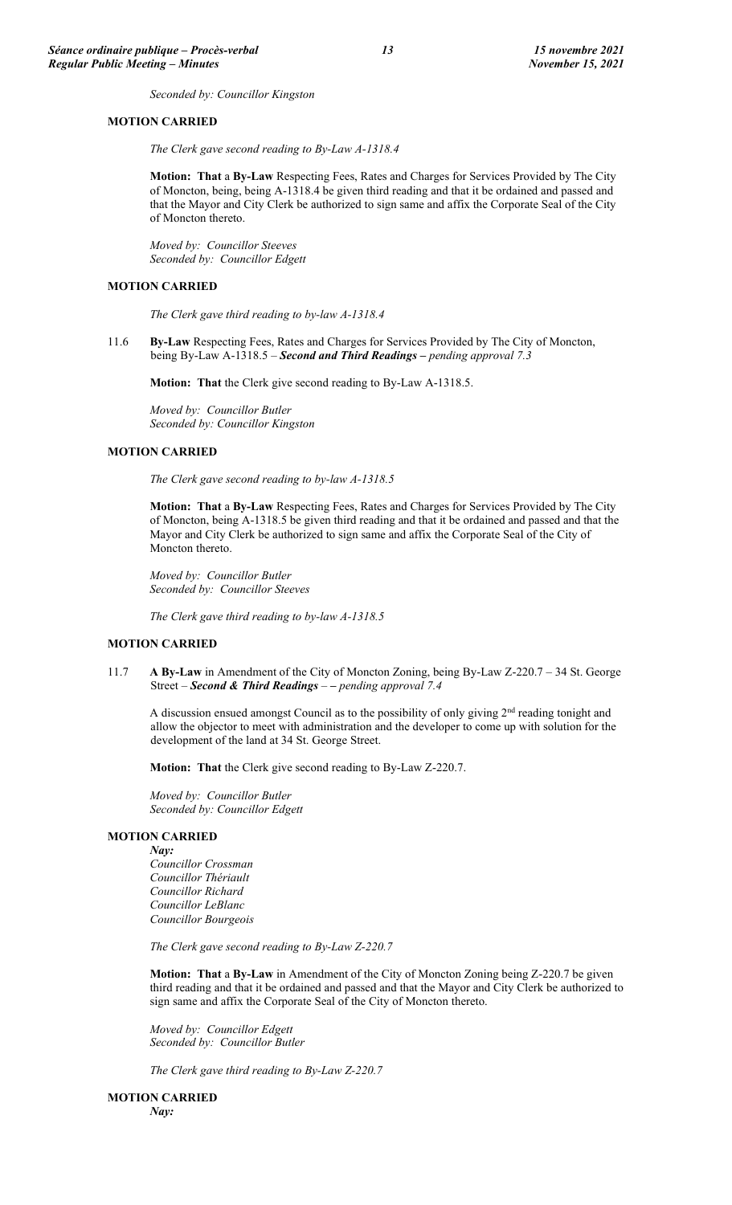*Seconded by: Councillor Kingston*

**MOTION CARRIED**

*The Clerk gave second reading to By-Law A-1318.4*

**Motion: That** a **By-Law** Respecting Fees, Rates and Charges for Services Provided by The City of Moncton, being, being A-1318.4 be given third reading and that it be ordained and passed and that the Mayor and City Clerk be authorized to sign same and affix the Corporate Seal of the City of Moncton thereto.

*Moved by: Councillor Steeves*
*Seconded by: Councillor Edgett*

**MOTION CARRIED**

*The Clerk gave third reading to by-law A-1318.4*

11.6 **By-Law** Respecting Fees, Rates and Charges for Services Provided by The City of Moncton, being By-Law A-1318.5 – ***Second and Third Readings –*** *pending approval 7.3*

**Motion: That** the Clerk give second reading to By-Law A-1318.5.

*Moved by: Councillor Butler*
*Seconded by: Councillor Kingston*

**MOTION CARRIED**

*The Clerk gave second reading to by-law A-1318.5*

**Motion: That** a **By-Law** Respecting Fees, Rates and Charges for Services Provided by The City of Moncton, being A-1318.5 be given third reading and that it be ordained and passed and that the Mayor and City Clerk be authorized to sign same and affix the Corporate Seal of the City of Moncton thereto.

*Moved by: Councillor Butler*
*Seconded by: Councillor Steeves*

*The Clerk gave third reading to by-law A-1318.5*

**MOTION CARRIED**

11.7 **A By-Law** in Amendment of the City of Moncton Zoning, being By-Law Z-220.7 – 34 St. George Street – ***Second & Third Readings*** *– – pending approval 7.4*

A discussion ensued amongst Council as to the possibility of only giving 2nd reading tonight and allow the objector to meet with administration and the developer to come up with solution for the development of the land at 34 St. George Street.

**Motion: That** the Clerk give second reading to By-Law Z-220.7.

*Moved by: Councillor Butler*
*Seconded by: Councillor Edgett*

**MOTION CARRIED**

*Nay:*
*Councillor Crossman*
*Councillor Thériault*
*Councillor Richard*
*Councillor LeBlanc*
*Councillor Bourgeois*

*The Clerk gave second reading to By-Law Z-220.7*

**Motion: That** a **By-Law** in Amendment of the City of Moncton Zoning being Z-220.7 be given third reading and that it be ordained and passed and that the Mayor and City Clerk be authorized to sign same and affix the Corporate Seal of the City of Moncton thereto.

*Moved by: Councillor Edgett*
*Seconded by: Councillor Butler*

*The Clerk gave third reading to By-Law Z-220.7*

**MOTION CARRIED**

*Nay:*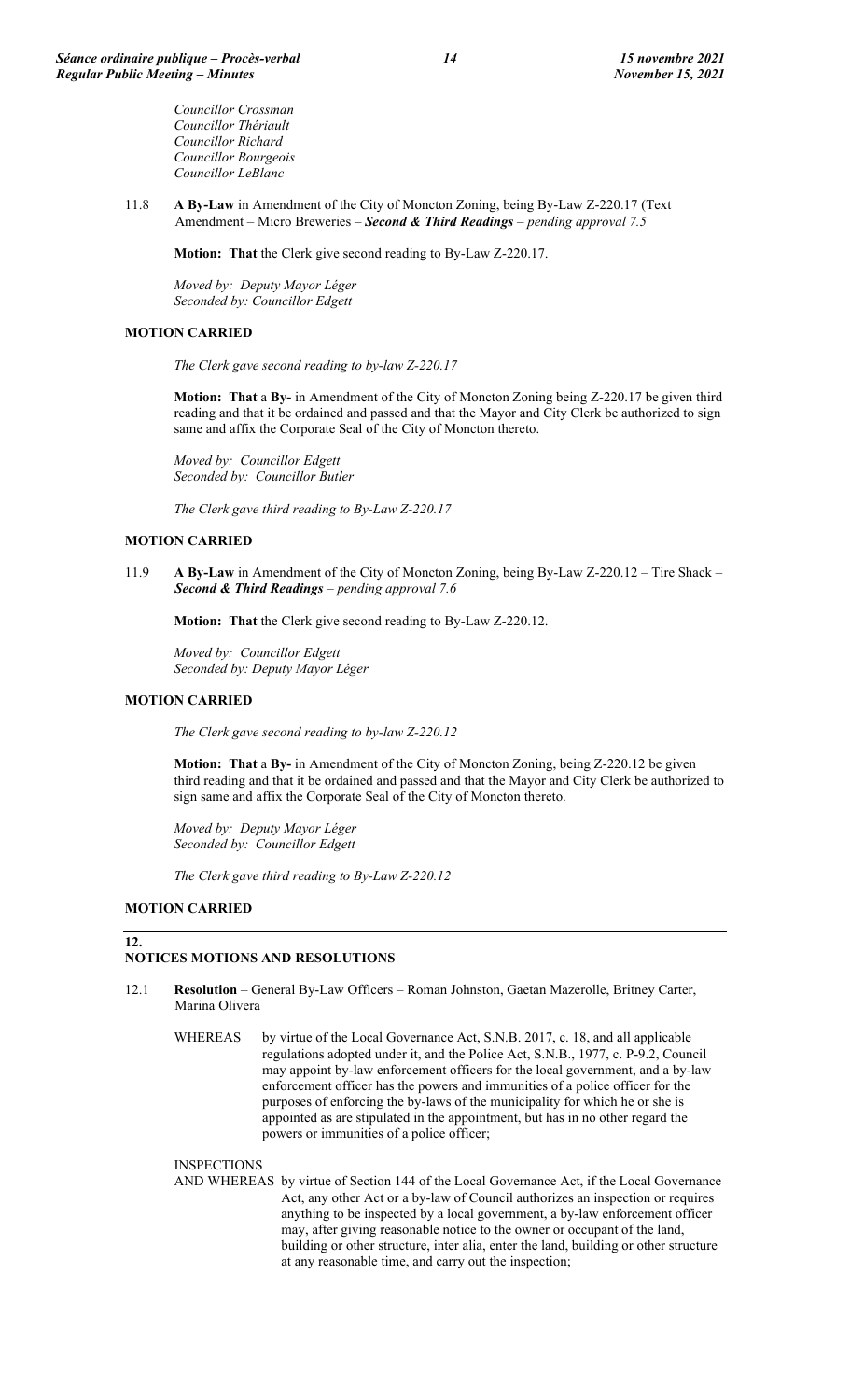*Councillor Crossman*
*Councillor Thériault*
*Councillor Richard*
*Councillor Bourgeois*
*Councillor LeBlanc*

11.8 **A By-Law** in Amendment of the City of Moncton Zoning, being By-Law Z-220.17 (Text Amendment – Micro Breweries – ***Second & Third Readings*** – *pending approval 7.5*

**Motion: That** the Clerk give second reading to By-Law Z-220.17.

*Moved by: Deputy Mayor Léger*
*Seconded by: Councillor Edgett*

**MOTION CARRIED**

*The Clerk gave second reading to by-law Z-220.17*

**Motion: That** a **By-** in Amendment of the City of Moncton Zoning being Z-220.17 be given third reading and that it be ordained and passed and that the Mayor and City Clerk be authorized to sign same and affix the Corporate Seal of the City of Moncton thereto.

*Moved by: Councillor Edgett*
*Seconded by: Councillor Butler*

*The Clerk gave third reading to By-Law Z-220.17*

**MOTION CARRIED**

11.9 **A By-Law** in Amendment of the City of Moncton Zoning, being By-Law Z-220.12 – Tire Shack – ***Second & Third Readings*** – *pending approval 7.6*

**Motion: That** the Clerk give second reading to By-Law Z-220.12.

*Moved by: Councillor Edgett*
*Seconded by: Deputy Mayor Léger*

**MOTION CARRIED**

*The Clerk gave second reading to by-law Z-220.12*

**Motion: That** a **By-** in Amendment of the City of Moncton Zoning, being Z-220.12 be given third reading and that it be ordained and passed and that the Mayor and City Clerk be authorized to sign same and affix the Corporate Seal of the City of Moncton thereto.

*Moved by: Deputy Mayor Léger*
*Seconded by: Councillor Edgett*

*The Clerk gave third reading to By-Law Z-220.12*

**MOTION CARRIED**

## 12. NOTICES MOTIONS AND RESOLUTIONS

12.1 **Resolution** – General By-Law Officers – Roman Johnston, Gaetan Mazerolle, Britney Carter, Marina Olivera

WHEREAS by virtue of the Local Governance Act, S.N.B. 2017, c. 18, and all applicable regulations adopted under it, and the Police Act, S.N.B., 1977, c. P-9.2, Council may appoint by-law enforcement officers for the local government, and a by-law enforcement officer has the powers and immunities of a police officer for the purposes of enforcing the by-laws of the municipality for which he or she is appointed as are stipulated in the appointment, but has in no other regard the powers or immunities of a police officer;

INSPECTIONS

AND WHEREAS by virtue of Section 144 of the Local Governance Act, if the Local Governance Act, any other Act or a by-law of Council authorizes an inspection or requires anything to be inspected by a local government, a by-law enforcement officer may, after giving reasonable notice to the owner or occupant of the land, building or other structure, inter alia, enter the land, building or other structure at any reasonable time, and carry out the inspection;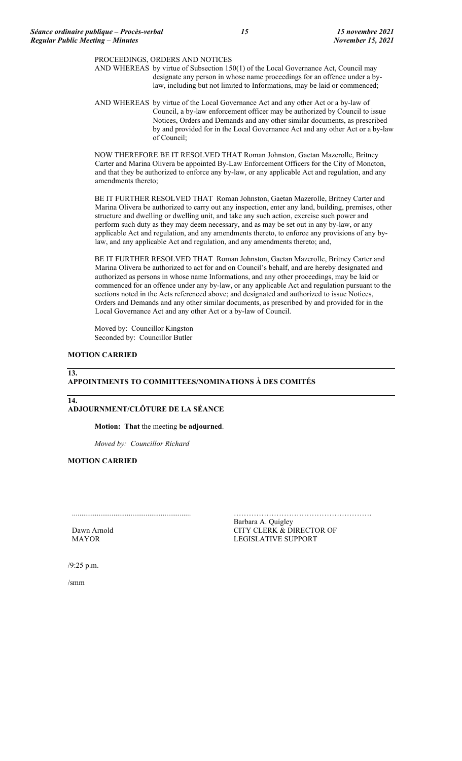PROCEEDINGS, ORDERS AND NOTICES

AND WHEREAS by virtue of Subsection 150(1) of the Local Governance Act, Council may designate any person in whose name proceedings for an offence under a by-law, including but not limited to Informations, may be laid or commenced;

AND WHEREAS by virtue of the Local Governance Act and any other Act or a by-law of Council, a by-law enforcement officer may be authorized by Council to issue Notices, Orders and Demands and any other similar documents, as prescribed by and provided for in the Local Governance Act and any other Act or a by-law of Council;

NOW THEREFORE BE IT RESOLVED THAT Roman Johnston, Gaetan Mazerolle, Britney Carter and Marina Olivera be appointed By-Law Enforcement Officers for the City of Moncton, and that they be authorized to enforce any by-law, or any applicable Act and regulation, and any amendments thereto;

BE IT FURTHER RESOLVED THAT Roman Johnston, Gaetan Mazerolle, Britney Carter and Marina Olivera be authorized to carry out any inspection, enter any land, building, premises, other structure and dwelling or dwelling unit, and take any such action, exercise such power and perform such duty as they may deem necessary, and as may be set out in any by-law, or any applicable Act and regulation, and any amendments thereto, to enforce any provisions of any by-law, and any applicable Act and regulation, and any amendments thereto; and,

BE IT FURTHER RESOLVED THAT Roman Johnston, Gaetan Mazerolle, Britney Carter and Marina Olivera be authorized to act for and on Council's behalf, and are hereby designated and authorized as persons in whose name Informations, and any other proceedings, may be laid or commenced for an offence under any by-law, or any applicable Act and regulation pursuant to the sections noted in the Acts referenced above; and designated and authorized to issue Notices, Orders and Demands and any other similar documents, as prescribed by and provided for in the Local Governance Act and any other Act or a by-law of Council.

Moved by: Councillor Kingston
Seconded by: Councillor Butler

**MOTION CARRIED**

## 13. APPOINTMENTS TO COMMITTEES/NOMINATIONS À DES COMITÉS

## 14. ADJOURNMENT/CLÔTURE DE LA SÉANCE

**Motion: That** the meeting **be adjourned**.

*Moved by: Councillor Richard*

**MOTION CARRIED**

.............................................................
Dawn Arnold
MAYOR

……………………………………………….
Barbara A. Quigley
CITY CLERK & DIRECTOR OF LEGISLATIVE SUPPORT

/9:25 p.m.

/smm